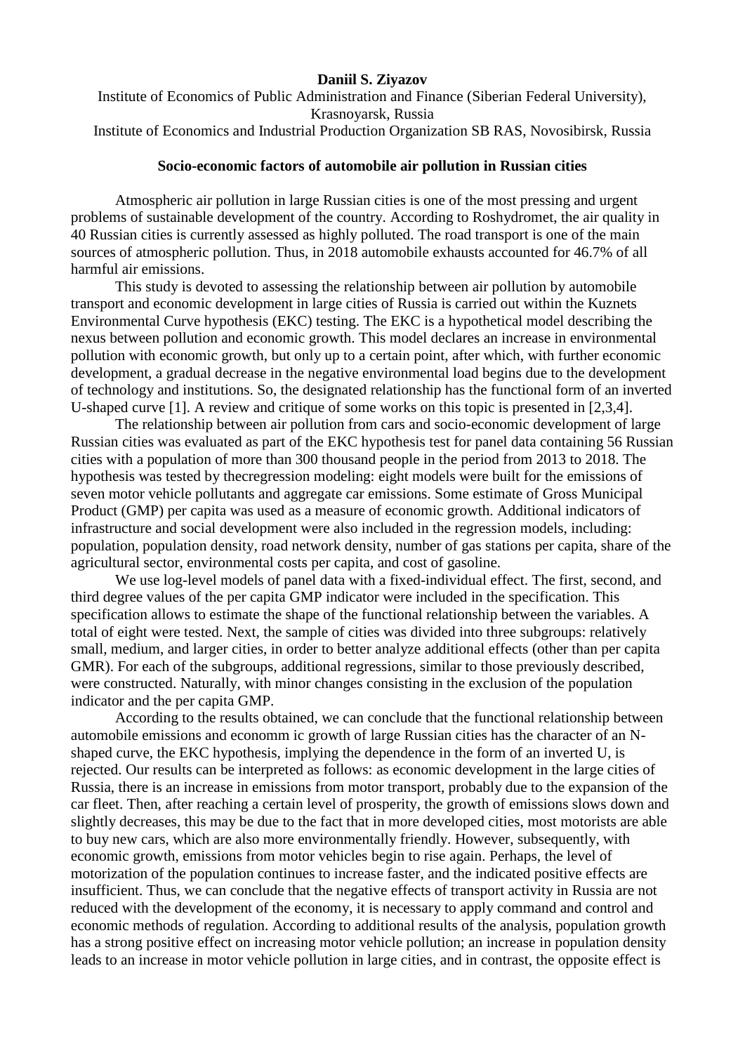**Daniil S. Ziyazov**

Institute of Economics of Public Administration and Finance (Siberian Federal University), Krasnoyarsk, Russia

Institute of Economics and Industrial Production Organization SB RAS, Novosibirsk, Russia

**Socio-economic factors of automobile air pollution in Russian cities**

Atmospheric air pollution in large Russian cities is one of the most pressing and urgent problems of sustainable development of the country. According to Roshydromet, the air quality in 40 Russian cities is currently assessed as highly polluted. The road transport is one of the main sources of atmospheric pollution. Thus, in 2018 automobile exhausts accounted for 46.7% of all harmful air emissions.

This study is devoted to assessing the relationship between air pollution by automobile transport and economic development in large cities of Russia is carried out within the Kuznets Environmental Curve hypothesis (EKC) testing. The EKC is a hypothetical model describing the nexus between pollution and economic growth. This model declares an increase in environmental pollution with economic growth, but only up to a certain point, after which, with further economic development, a gradual decrease in the negative environmental load begins due to the development of technology and institutions. So, the designated relationship has the functional form of an inverted U-shaped curve [1]. A review and critique of some works on this topic is presented in [2,3,4].

The relationship between air pollution from cars and socio-economic development of large Russian cities was evaluated as part of the EKC hypothesis test for panel data containing 56 Russian cities with a population of more than 300 thousand people in the period from 2013 to 2018. The hypothesis was tested by thecregression modeling: eight models were built for the emissions of seven motor vehicle pollutants and aggregate car emissions. Some estimate of Gross Municipal Product (GMP) per capita was used as a measure of economic growth. Additional indicators of infrastructure and social development were also included in the regression models, including: population, population density, road network density, number of gas stations per capita, share of the agricultural sector, environmental costs per capita, and cost of gasoline.

We use log-level models of panel data with a fixed-individual effect. The first, second, and third degree values of the per capita GMP indicator were included in the specification. This specification allows to estimate the shape of the functional relationship between the variables. A total of eight were tested. Next, the sample of cities was divided into three subgroups: relatively small, medium, and larger cities, in order to better analyze additional effects (other than per capita GMR). For each of the subgroups, additional regressions, similar to those previously described, were constructed. Naturally, with minor changes consisting in the exclusion of the population indicator and the per capita GMP.

According to the results obtained, we can conclude that the functional relationship between automobile emissions and economm ic growth of large Russian cities has the character of an N-shaped curve, the EKC hypothesis, implying the dependence in the form of an inverted U, is rejected. Our results can be interpreted as follows: as economic development in the large cities of Russia, there is an increase in emissions from motor transport, probably due to the expansion of the car fleet. Then, after reaching a certain level of prosperity, the growth of emissions slows down and slightly decreases, this may be due to the fact that in more developed cities, most motorists are able to buy new cars, which are also more environmentally friendly. However, subsequently, with economic growth, emissions from motor vehicles begin to rise again. Perhaps, the level of motorization of the population continues to increase faster, and the indicated positive effects are insufficient. Thus, we can conclude that the negative effects of transport activity in Russia are not reduced with the development of the economy, it is necessary to apply command and control and economic methods of regulation. According to additional results of the analysis, population growth has a strong positive effect on increasing motor vehicle pollution; an increase in population density leads to an increase in motor vehicle pollution in large cities, and in contrast, the opposite effect is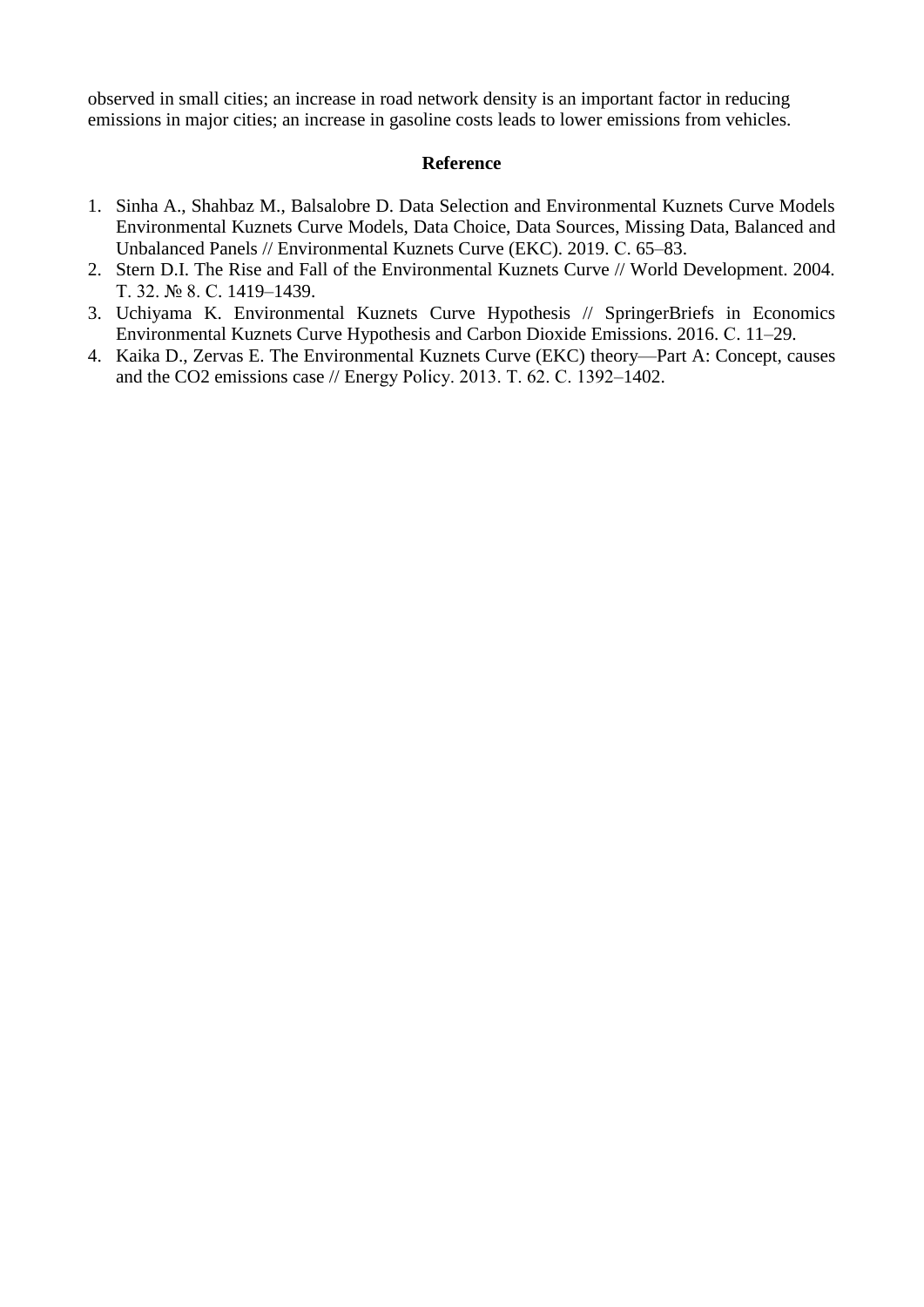observed in small cities; an increase in road network density is an important factor in reducing emissions in major cities; an increase in gasoline costs leads to lower emissions from vehicles.

## Reference

1. Sinha A., Shahbaz M., Balsalobre D. Data Selection and Environmental Kuznets Curve Models Environmental Kuznets Curve Models, Data Choice, Data Sources, Missing Data, Balanced and Unbalanced Panels // Environmental Kuznets Curve (EKC). 2019. C. 65–83.
2. Stern D.I. The Rise and Fall of the Environmental Kuznets Curve // World Development. 2004. T. 32. № 8. C. 1419–1439.
3. Uchiyama K. Environmental Kuznets Curve Hypothesis // SpringerBriefs in Economics Environmental Kuznets Curve Hypothesis and Carbon Dioxide Emissions. 2016. C. 11–29.
4. Kaika D., Zervas E. The Environmental Kuznets Curve (EKC) theory—Part A: Concept, causes and the CO2 emissions case // Energy Policy. 2013. T. 62. C. 1392–1402.